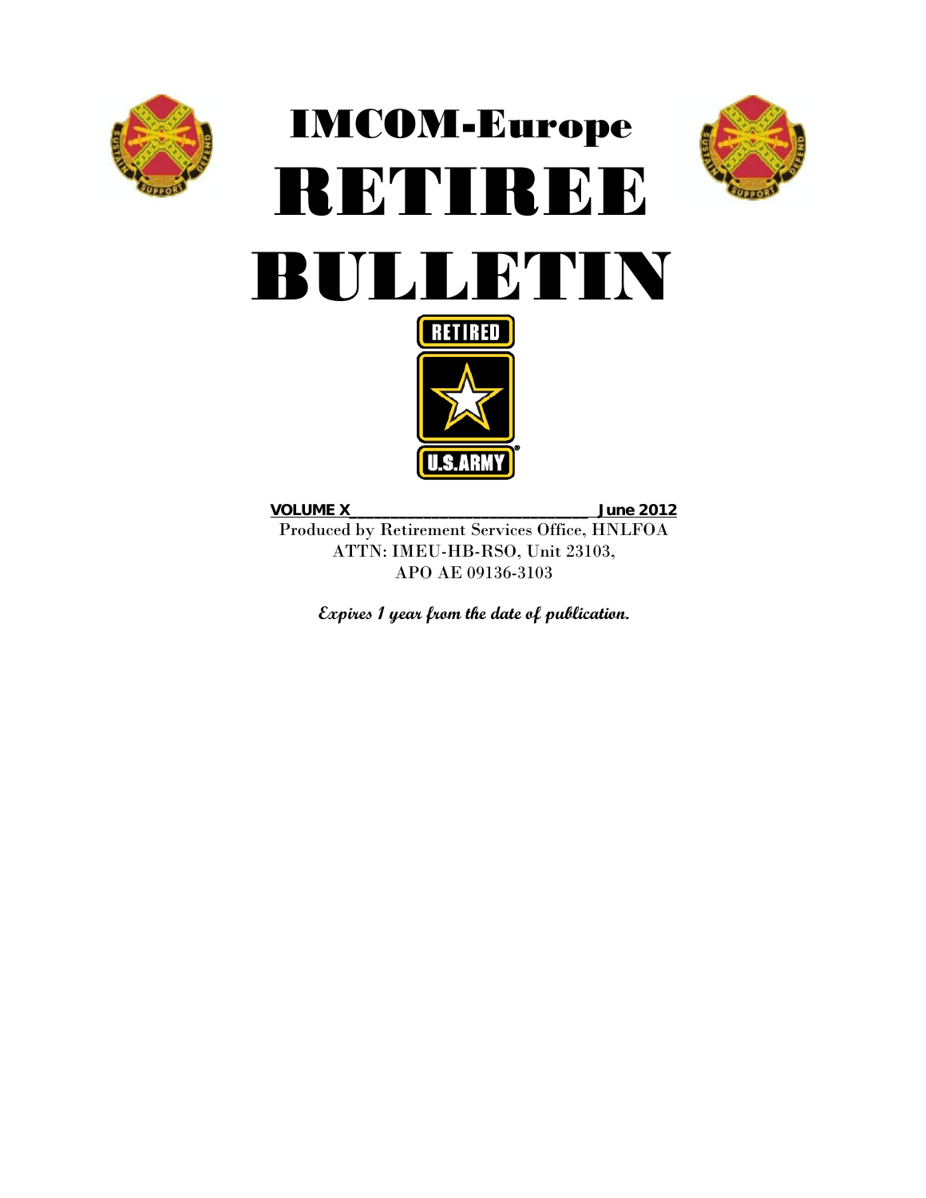# IMCOM-Europe

# RETIREE BULLETIN

RETIRED

U.S.ARMY

**VOLUME X________________________________ June 2012**

Produced by Retirement Services Office, HNLFOA
ATTN: IMEU-HB-RSO, Unit 23103,
APO AE 09136-3103

***Expires 1 year from the date of publication.***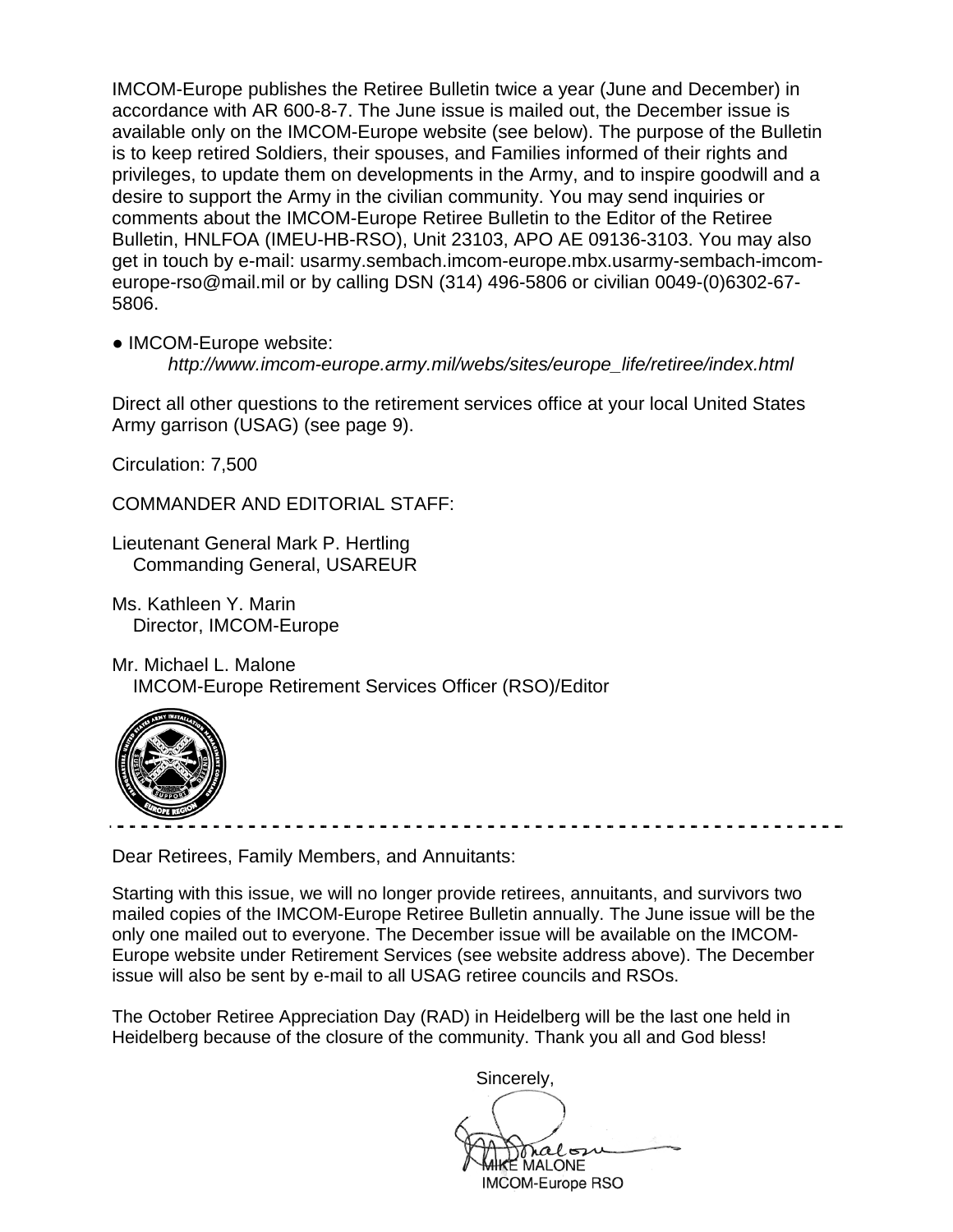IMCOM-Europe publishes the Retiree Bulletin twice a year (June and December) in accordance with AR 600-8-7. The June issue is mailed out, the December issue is available only on the IMCOM-Europe website (see below). The purpose of the Bulletin is to keep retired Soldiers, their spouses, and Families informed of their rights and privileges, to update them on developments in the Army, and to inspire goodwill and a desire to support the Army in the civilian community. You may send inquiries or comments about the IMCOM-Europe Retiree Bulletin to the Editor of the Retiree Bulletin, HNLFOA (IMEU-HB-RSO), Unit 23103, APO AE 09136-3103. You may also get in touch by e-mail: usarmy.sembach.imcom-europe.mbx.usarmy-sembach-imcom-europe-rso@mail.mil or by calling DSN (314) 496-5806 or civilian 0049-(0)6302-67-5806.

- IMCOM-Europe website:
  *http://www.imcom-europe.army.mil/webs/sites/europe_life/retiree/index.html*

Direct all other questions to the retirement services office at your local United States Army garrison (USAG) (see page 9).

Circulation: 7,500

COMMANDER AND EDITORIAL STAFF:

Lieutenant General Mark P. Hertling
Commanding General, USAREUR

Ms. Kathleen Y. Marin
Director, IMCOM-Europe

Mr. Michael L. Malone
IMCOM-Europe Retirement Services Officer (RSO)/Editor

---

Dear Retirees, Family Members, and Annuitants:

Starting with this issue, we will no longer provide retirees, annuitants, and survivors two mailed copies of the IMCOM-Europe Retiree Bulletin annually. The June issue will be the only one mailed out to everyone. The December issue will be available on the IMCOM-Europe website under Retirement Services (see website address above). The December issue will also be sent by e-mail to all USAG retiree councils and RSOs.

The October Retiree Appreciation Day (RAD) in Heidelberg will be the last one held in Heidelberg because of the closure of the community. Thank you all and God bless!

Sincerely,

MIKE MALONE
IMCOM-Europe RSO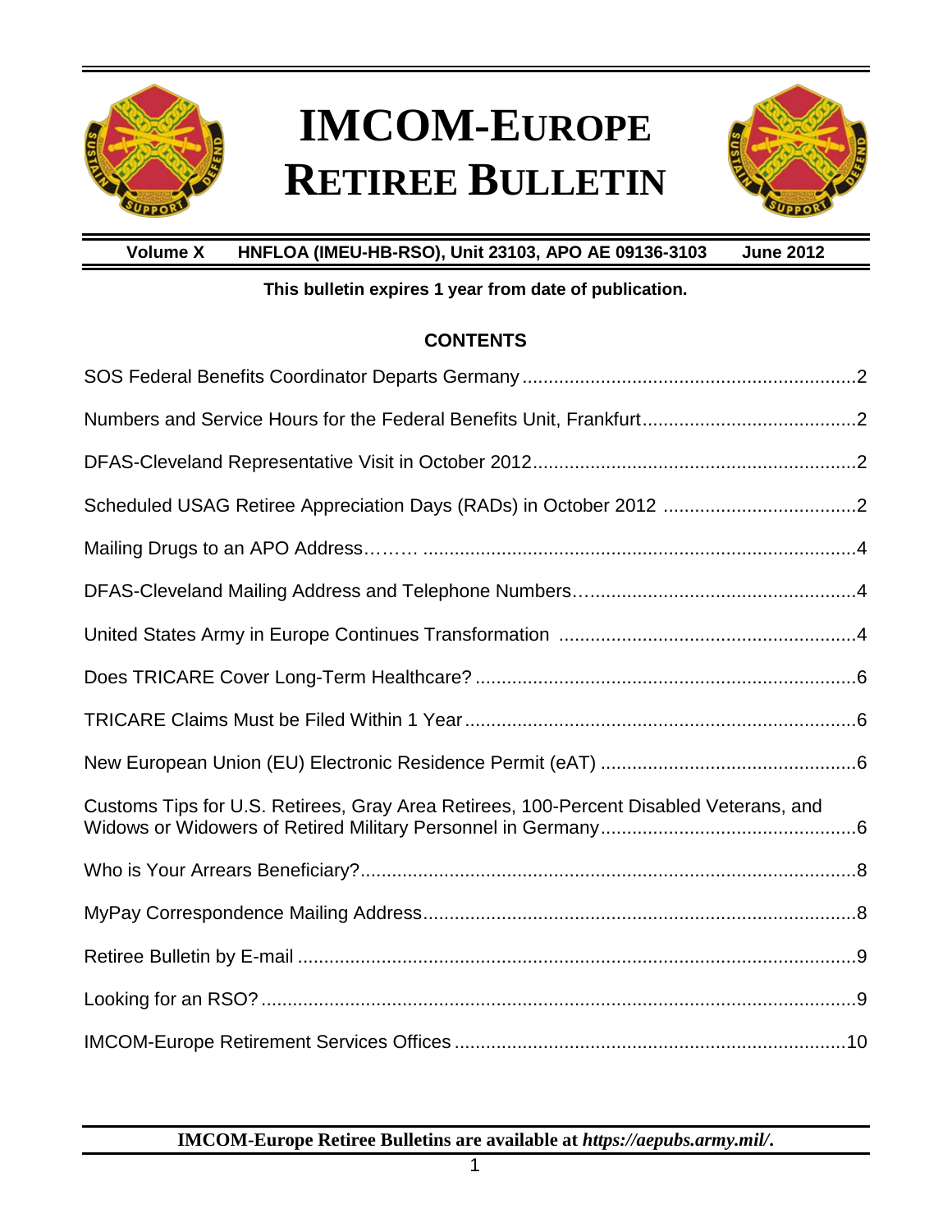# IMCOM-EUROPE RETIREE BULLETIN

**Volume X** **HNFLOA (IMEU-HB-RSO), Unit 23103, APO AE 09136-3103** **June 2012**

**This bulletin expires 1 year from date of publication.**

## CONTENTS

SOS Federal Benefits Coordinator Departs Germany ....................................................................2

Numbers and Service Hours for the Federal Benefits Unit, Frankfurt.........................................2

DFAS-Cleveland Representative Visit in October 2012..............................................................2

Scheduled USAG Retiree Appreciation Days (RADs) in October 2012 ....................................2

Mailing Drugs to an APO Address……… ...................................................................................4

DFAS-Cleveland Mailing Address and Telephone Numbers…...................................................4

United States Army in Europe Continues Transformation .........................................................4

Does TRICARE Cover Long-Term Healthcare? .........................................................................6

TRICARE Claims Must be Filed Within 1 Year ...........................................................................6

New European Union (EU) Electronic Residence Permit (eAT) .................................................6

Customs Tips for U.S. Retirees, Gray Area Retirees, 100-Percent Disabled Veterans, and Widows or Widowers of Retired Military Personnel in Germany................................................6

Who is Your Arrears Beneficiary?...............................................................................................8

MyPay Correspondence Mailing Address...................................................................................8

Retiree Bulletin by E-mail ...........................................................................................................9

Looking for an RSO?..................................................................................................................9

IMCOM-Europe Retirement Services Offices ...........................................................................10

**IMCOM-Europe Retiree Bulletins are available at *https://aepubs.army.mil/*.**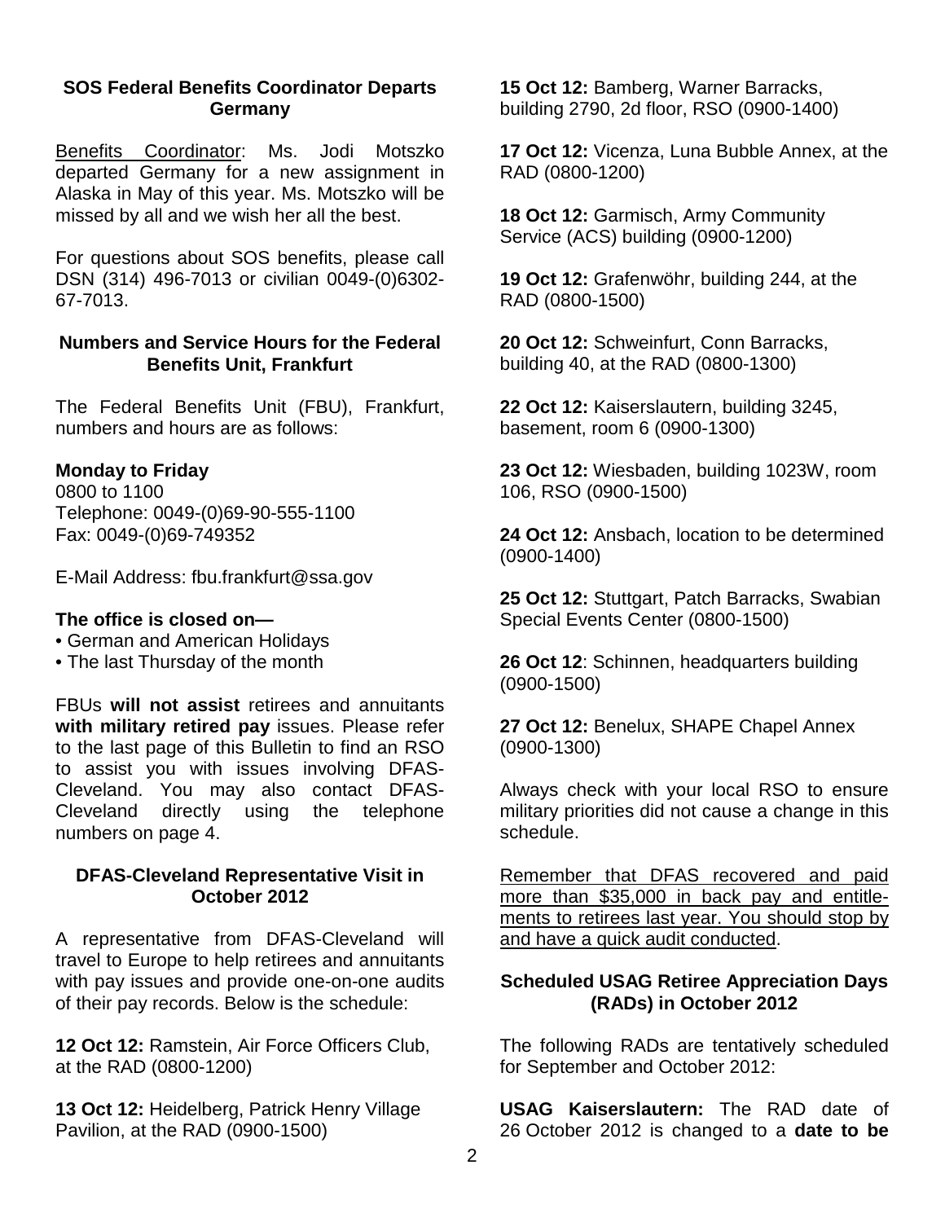## SOS Federal Benefits Coordinator Departs Germany

Benefits Coordinator: Ms. Jodi Motszko departed Germany for a new assignment in Alaska in May of this year. Ms. Motszko will be missed by all and we wish her all the best.

For questions about SOS benefits, please call DSN (314) 496-7013 or civilian 0049-(0)6302-67-7013.

## Numbers and Service Hours for the Federal Benefits Unit, Frankfurt

The Federal Benefits Unit (FBU), Frankfurt, numbers and hours are as follows:

**Monday to Friday**
0800 to 1100
Telephone: 0049-(0)69-90-555-1100
Fax: 0049-(0)69-749352

E-Mail Address: fbu.frankfurt@ssa.gov

**The office is closed on—**

- German and American Holidays
- The last Thursday of the month

FBUs **will not assist** retirees and annuitants **with military retired pay** issues. Please refer to the last page of this Bulletin to find an RSO to assist you with issues involving DFAS-Cleveland. You may also contact DFAS-Cleveland directly using the telephone numbers on page 4.

## DFAS-Cleveland Representative Visit in October 2012

A representative from DFAS-Cleveland will travel to Europe to help retirees and annuitants with pay issues and provide one-on-one audits of their pay records. Below is the schedule:

**12 Oct 12:** Ramstein, Air Force Officers Club, at the RAD (0800-1200)

**13 Oct 12:** Heidelberg, Patrick Henry Village Pavilion, at the RAD (0900-1500)

**15 Oct 12:** Bamberg, Warner Barracks, building 2790, 2d floor, RSO (0900-1400)

**17 Oct 12:** Vicenza, Luna Bubble Annex, at the RAD (0800-1200)

**18 Oct 12:** Garmisch, Army Community Service (ACS) building (0900-1200)

**19 Oct 12:** Grafenwöhr, building 244, at the RAD (0800-1500)

**20 Oct 12:** Schweinfurt, Conn Barracks, building 40, at the RAD (0800-1300)

**22 Oct 12:** Kaiserslautern, building 3245, basement, room 6 (0900-1300)

**23 Oct 12:** Wiesbaden, building 1023W, room 106, RSO (0900-1500)

**24 Oct 12:** Ansbach, location to be determined (0900-1400)

**25 Oct 12:** Stuttgart, Patch Barracks, Swabian Special Events Center (0800-1500)

**26 Oct 12**: Schinnen, headquarters building (0900-1500)

**27 Oct 12:** Benelux, SHAPE Chapel Annex (0900-1300)

Always check with your local RSO to ensure military priorities did not cause a change in this schedule.

Remember that DFAS recovered and paid more than $35,000 in back pay and entitlements to retirees last year. You should stop by and have a quick audit conducted.

## Scheduled USAG Retiree Appreciation Days (RADs) in October 2012

The following RADs are tentatively scheduled for September and October 2012:

**USAG Kaiserslautern:** The RAD date of 26 October 2012 is changed to a **date to be**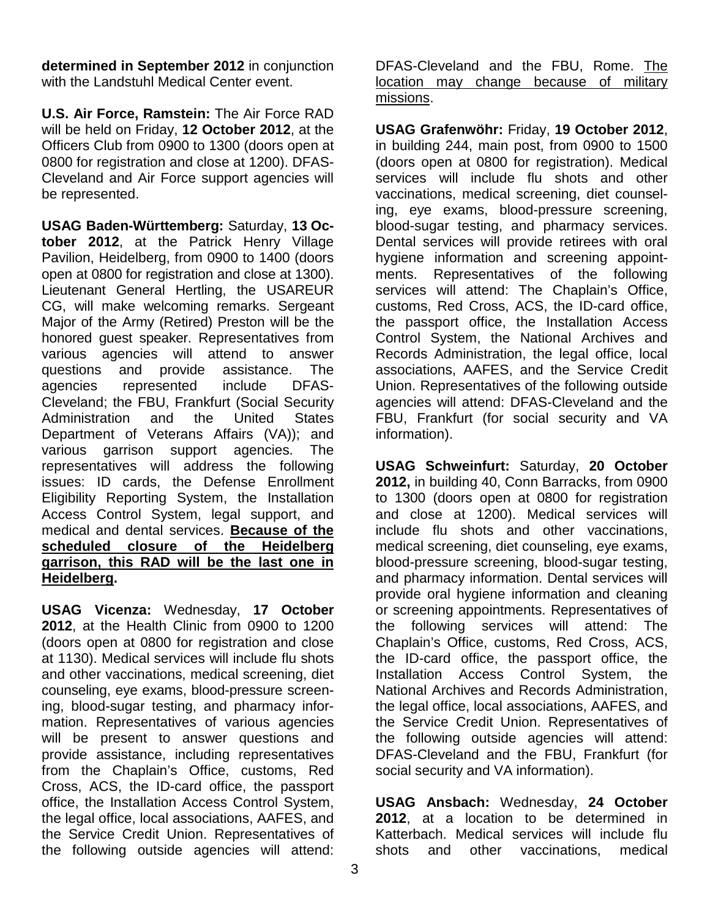**determined in September 2012** in conjunction with the Landstuhl Medical Center event.

**U.S. Air Force, Ramstein:** The Air Force RAD will be held on Friday, **12 October 2012**, at the Officers Club from 0900 to 1300 (doors open at 0800 for registration and close at 1200). DFAS-Cleveland and Air Force support agencies will be represented.

**USAG Baden-Württemberg:** Saturday, **13 October 2012**, at the Patrick Henry Village Pavilion, Heidelberg, from 0900 to 1400 (doors open at 0800 for registration and close at 1300). Lieutenant General Hertling, the USAREUR CG, will make welcoming remarks. Sergeant Major of the Army (Retired) Preston will be the honored guest speaker. Representatives from various agencies will attend to answer questions and provide assistance. The agencies represented include DFAS-Cleveland; the FBU, Frankfurt (Social Security Administration and the United States Department of Veterans Affairs (VA)); and various garrison support agencies. The representatives will address the following issues: ID cards, the Defense Enrollment Eligibility Reporting System, the Installation Access Control System, legal support, and medical and dental services. **Because of the scheduled closure of the Heidelberg garrison, this RAD will be the last one in Heidelberg.**

**USAG Vicenza:** Wednesday, **17 October 2012**, at the Health Clinic from 0900 to 1200 (doors open at 0800 for registration and close at 1130). Medical services will include flu shots and other vaccinations, medical screening, diet counseling, eye exams, blood-pressure screening, blood-sugar testing, and pharmacy information. Representatives of various agencies will be present to answer questions and provide assistance, including representatives from the Chaplain's Office, customs, Red Cross, ACS, the ID-card office, the passport office, the Installation Access Control System, the legal office, local associations, AAFES, and the Service Credit Union. Representatives of the following outside agencies will attend: DFAS-Cleveland and the FBU, Rome. The location may change because of military missions.

**USAG Grafenwöhr:** Friday, **19 October 2012**, in building 244, main post, from 0900 to 1500 (doors open at 0800 for registration). Medical services will include flu shots and other vaccinations, medical screening, diet counseling, eye exams, blood-pressure screening, blood-sugar testing, and pharmacy services. Dental services will provide retirees with oral hygiene information and screening appointments. Representatives of the following services will attend: The Chaplain's Office, customs, Red Cross, ACS, the ID-card office, the passport office, the Installation Access Control System, the National Archives and Records Administration, the legal office, local associations, AAFES, and the Service Credit Union. Representatives of the following outside agencies will attend: DFAS-Cleveland and the FBU, Frankfurt (for social security and VA information).

**USAG Schweinfurt:** Saturday, **20 October 2012,** in building 40, Conn Barracks, from 0900 to 1300 (doors open at 0800 for registration and close at 1200). Medical services will include flu shots and other vaccinations, medical screening, diet counseling, eye exams, blood-pressure screening, blood-sugar testing, and pharmacy information. Dental services will provide oral hygiene information and cleaning or screening appointments. Representatives of the following services will attend: The Chaplain's Office, customs, Red Cross, ACS, the ID-card office, the passport office, the Installation Access Control System, the National Archives and Records Administration, the legal office, local associations, AAFES, and the Service Credit Union. Representatives of the following outside agencies will attend: DFAS-Cleveland and the FBU, Frankfurt (for social security and VA information).

**USAG Ansbach:** Wednesday, **24 October 2012**, at a location to be determined in Katterbach. Medical services will include flu shots and other vaccinations, medical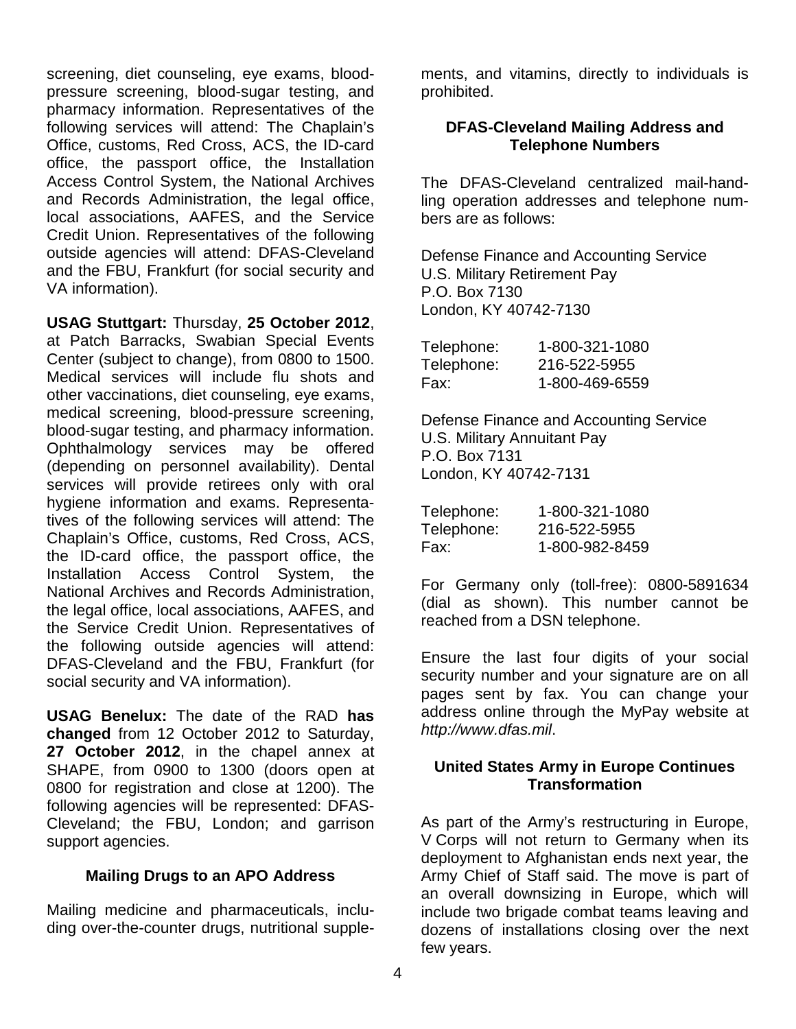screening, diet counseling, eye exams, blood-pressure screening, blood-sugar testing, and pharmacy information. Representatives of the following services will attend: The Chaplain's Office, customs, Red Cross, ACS, the ID-card office, the passport office, the Installation Access Control System, the National Archives and Records Administration, the legal office, local associations, AAFES, and the Service Credit Union. Representatives of the following outside agencies will attend: DFAS-Cleveland and the FBU, Frankfurt (for social security and VA information).

**USAG Stuttgart:** Thursday, **25 October 2012**, at Patch Barracks, Swabian Special Events Center (subject to change), from 0800 to 1500. Medical services will include flu shots and other vaccinations, diet counseling, eye exams, medical screening, blood-pressure screening, blood-sugar testing, and pharmacy information. Ophthalmology services may be offered (depending on personnel availability). Dental services will provide retirees only with oral hygiene information and exams. Representatives of the following services will attend: The Chaplain's Office, customs, Red Cross, ACS, the ID-card office, the passport office, the Installation Access Control System, the National Archives and Records Administration, the legal office, local associations, AAFES, and the Service Credit Union. Representatives of the following outside agencies will attend: DFAS-Cleveland and the FBU, Frankfurt (for social security and VA information).

**USAG Benelux:** The date of the RAD **has changed** from 12 October 2012 to Saturday, **27 October 2012**, in the chapel annex at SHAPE, from 0900 to 1300 (doors open at 0800 for registration and close at 1200). The following agencies will be represented: DFAS-Cleveland; the FBU, London; and garrison support agencies.

### Mailing Drugs to an APO Address

Mailing medicine and pharmaceuticals, including over-the-counter drugs, nutritional supplements, and vitamins, directly to individuals is prohibited.

### DFAS-Cleveland Mailing Address and Telephone Numbers

The DFAS-Cleveland centralized mail-handling operation addresses and telephone numbers are as follows:

Defense Finance and Accounting Service
U.S. Military Retirement Pay
P.O. Box 7130
London, KY 40742-7130

| | |
|---|---|
| Telephone: | 1-800-321-1080 |
| Telephone: | 216-522-5955 |
| Fax: | 1-800-469-6559 |

Defense Finance and Accounting Service
U.S. Military Annuitant Pay
P.O. Box 7131
London, KY 40742-7131

| | |
|---|---|
| Telephone: | 1-800-321-1080 |
| Telephone: | 216-522-5955 |
| Fax: | 1-800-982-8459 |

For Germany only (toll-free): 0800-5891634 (dial as shown). This number cannot be reached from a DSN telephone.

Ensure the last four digits of your social security number and your signature are on all pages sent by fax. You can change your address online through the MyPay website at *http://www.dfas.mil*.

### United States Army in Europe Continues Transformation

As part of the Army's restructuring in Europe, V Corps will not return to Germany when its deployment to Afghanistan ends next year, the Army Chief of Staff said. The move is part of an overall downsizing in Europe, which will include two brigade combat teams leaving and dozens of installations closing over the next few years.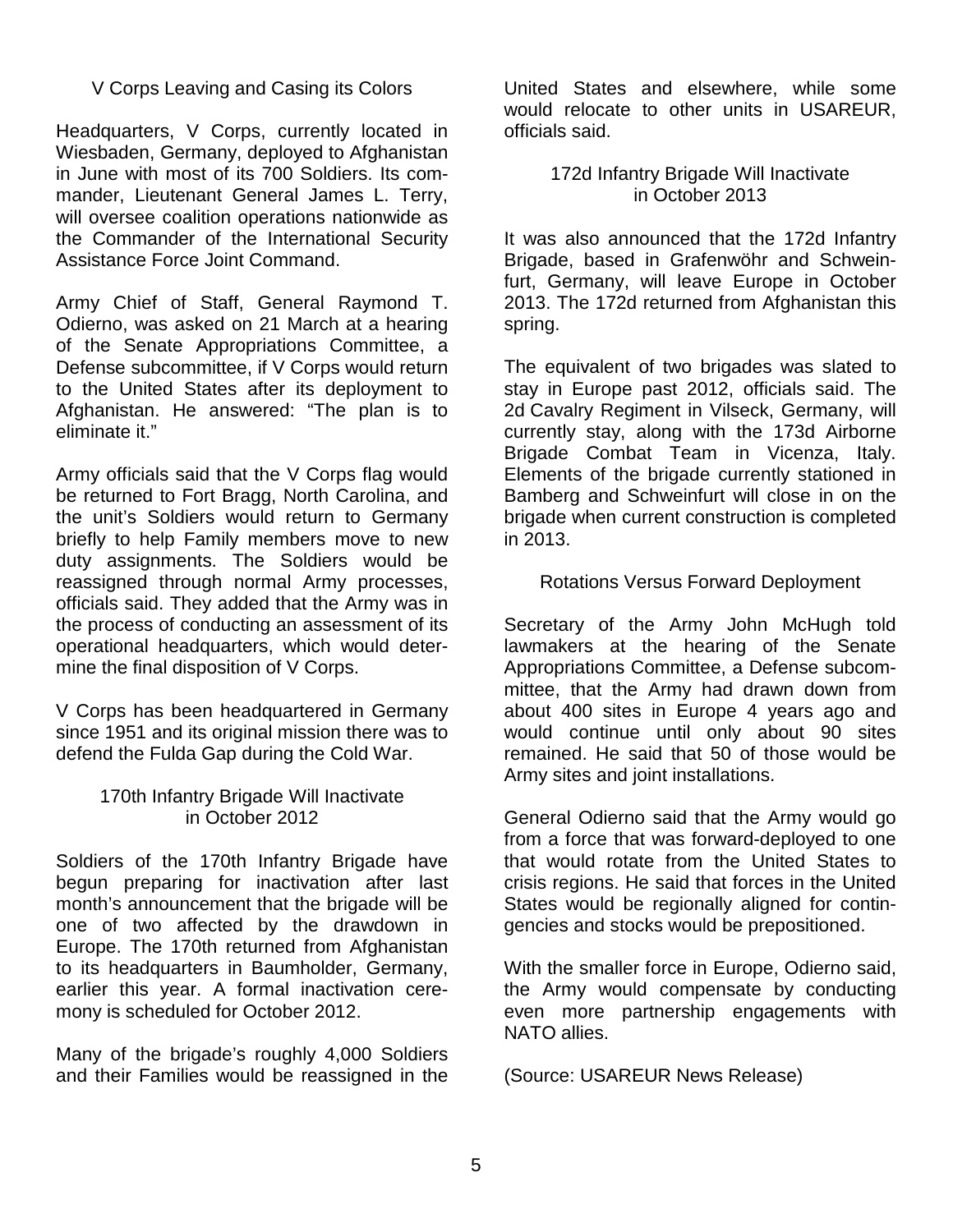## V Corps Leaving and Casing its Colors

Headquarters, V Corps, currently located in Wiesbaden, Germany, deployed to Afghanistan in June with most of its 700 Soldiers. Its commander, Lieutenant General James L. Terry, will oversee coalition operations nationwide as the Commander of the International Security Assistance Force Joint Command.

Army Chief of Staff, General Raymond T. Odierno, was asked on 21 March at a hearing of the Senate Appropriations Committee, a Defense subcommittee, if V Corps would return to the United States after its deployment to Afghanistan. He answered: "The plan is to eliminate it."

Army officials said that the V Corps flag would be returned to Fort Bragg, North Carolina, and the unit's Soldiers would return to Germany briefly to help Family members move to new duty assignments. The Soldiers would be reassigned through normal Army processes, officials said. They added that the Army was in the process of conducting an assessment of its operational headquarters, which would determine the final disposition of V Corps.

V Corps has been headquartered in Germany since 1951 and its original mission there was to defend the Fulda Gap during the Cold War.

## 170th Infantry Brigade Will Inactivate in October 2012

Soldiers of the 170th Infantry Brigade have begun preparing for inactivation after last month's announcement that the brigade will be one of two affected by the drawdown in Europe. The 170th returned from Afghanistan to its headquarters in Baumholder, Germany, earlier this year. A formal inactivation ceremony is scheduled for October 2012.

Many of the brigade's roughly 4,000 Soldiers and their Families would be reassigned in the United States and elsewhere, while some would relocate to other units in USAREUR, officials said.

## 172d Infantry Brigade Will Inactivate in October 2013

It was also announced that the 172d Infantry Brigade, based in Grafenwöhr and Schweinfurt, Germany, will leave Europe in October 2013. The 172d returned from Afghanistan this spring.

The equivalent of two brigades was slated to stay in Europe past 2012, officials said. The 2d Cavalry Regiment in Vilseck, Germany, will currently stay, along with the 173d Airborne Brigade Combat Team in Vicenza, Italy. Elements of the brigade currently stationed in Bamberg and Schweinfurt will close in on the brigade when current construction is completed in 2013.

## Rotations Versus Forward Deployment

Secretary of the Army John McHugh told lawmakers at the hearing of the Senate Appropriations Committee, a Defense subcommittee, that the Army had drawn down from about 400 sites in Europe 4 years ago and would continue until only about 90 sites remained. He said that 50 of those would be Army sites and joint installations.

General Odierno said that the Army would go from a force that was forward-deployed to one that would rotate from the United States to crisis regions. He said that forces in the United States would be regionally aligned for contingencies and stocks would be prepositioned.

With the smaller force in Europe, Odierno said, the Army would compensate by conducting even more partnership engagements with NATO allies.

(Source: USAREUR News Release)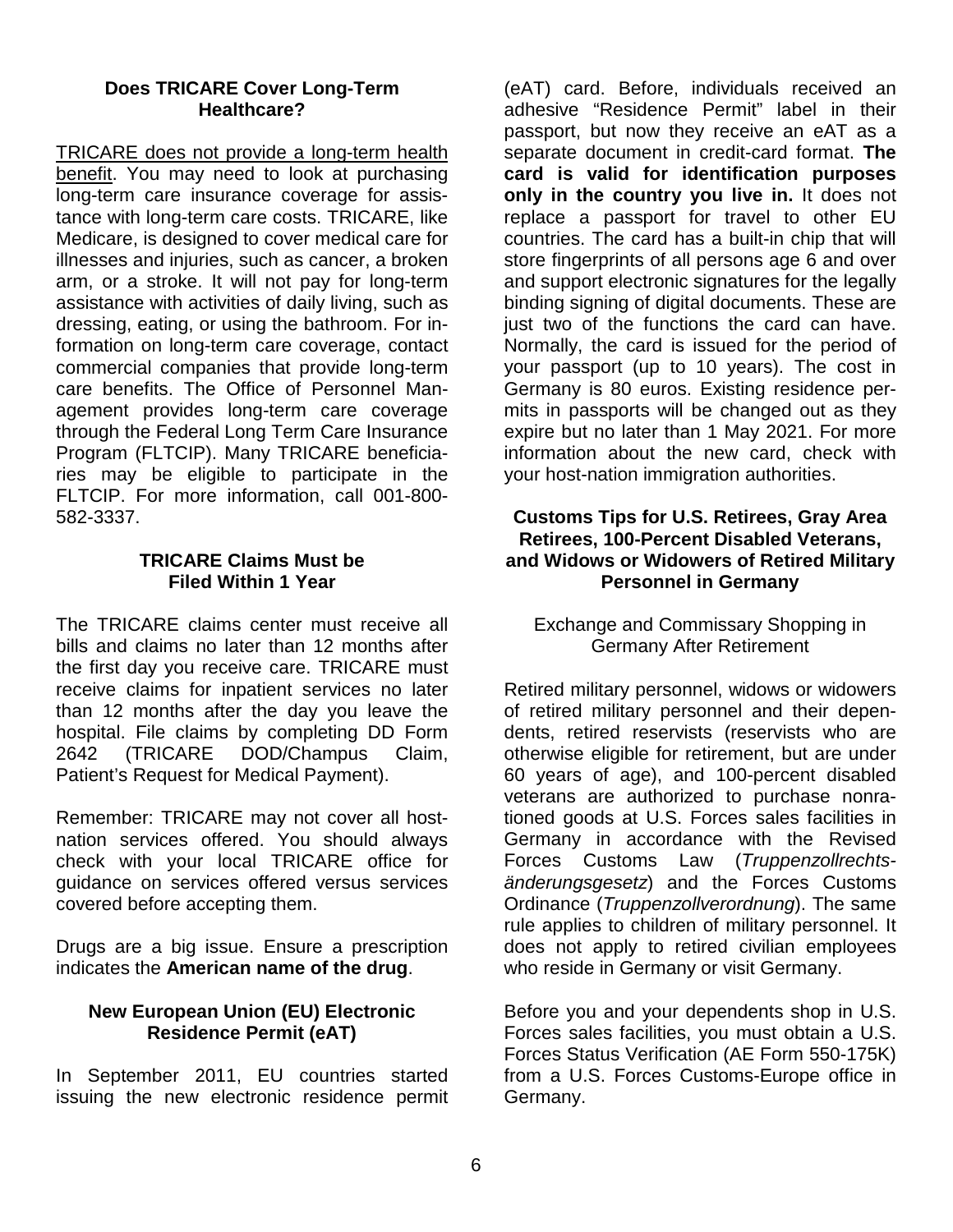### Does TRICARE Cover Long-Term Healthcare?

<u>TRICARE does not provide a long-term health benefit</u>. You may need to look at purchasing long-term care insurance coverage for assistance with long-term care costs. TRICARE, like Medicare, is designed to cover medical care for illnesses and injuries, such as cancer, a broken arm, or a stroke. It will not pay for long-term assistance with activities of daily living, such as dressing, eating, or using the bathroom. For information on long-term care coverage, contact commercial companies that provide long-term care benefits. The Office of Personnel Management provides long-term care coverage through the Federal Long Term Care Insurance Program (FLTCIP). Many TRICARE beneficiaries may be eligible to participate in the FLTCIP. For more information, call 001-800-582-3337.

### TRICARE Claims Must be Filed Within 1 Year

The TRICARE claims center must receive all bills and claims no later than 12 months after the first day you receive care. TRICARE must receive claims for inpatient services no later than 12 months after the day you leave the hospital. File claims by completing DD Form 2642 (TRICARE DOD/Champus Claim, Patient's Request for Medical Payment).

Remember: TRICARE may not cover all host-nation services offered. You should always check with your local TRICARE office for guidance on services offered versus services covered before accepting them.

Drugs are a big issue. Ensure a prescription indicates the **American name of the drug**.

### New European Union (EU) Electronic Residence Permit (eAT)

In September 2011, EU countries started issuing the new electronic residence permit (eAT) card. Before, individuals received an adhesive "Residence Permit" label in their passport, but now they receive an eAT as a separate document in credit-card format. **The card is valid for identification purposes only in the country you live in.** It does not replace a passport for travel to other EU countries. The card has a built-in chip that will store fingerprints of all persons age 6 and over and support electronic signatures for the legally binding signing of digital documents. These are just two of the functions the card can have. Normally, the card is issued for the period of your passport (up to 10 years). The cost in Germany is 80 euros. Existing residence permits in passports will be changed out as they expire but no later than 1 May 2021. For more information about the new card, check with your host-nation immigration authorities.

### Customs Tips for U.S. Retirees, Gray Area Retirees, 100-Percent Disabled Veterans, and Widows or Widowers of Retired Military Personnel in Germany

Exchange and Commissary Shopping in Germany After Retirement

Retired military personnel, widows or widowers of retired military personnel and their dependents, retired reservists (reservists who are otherwise eligible for retirement, but are under 60 years of age), and 100-percent disabled veterans are authorized to purchase nonrationed goods at U.S. Forces sales facilities in Germany in accordance with the Revised Forces Customs Law (*Truppenzollrechtsänderungsgesetz*) and the Forces Customs Ordinance (*Truppenzollverordnung*). The same rule applies to children of military personnel. It does not apply to retired civilian employees who reside in Germany or visit Germany.

Before you and your dependents shop in U.S. Forces sales facilities, you must obtain a U.S. Forces Status Verification (AE Form 550-175K) from a U.S. Forces Customs-Europe office in Germany.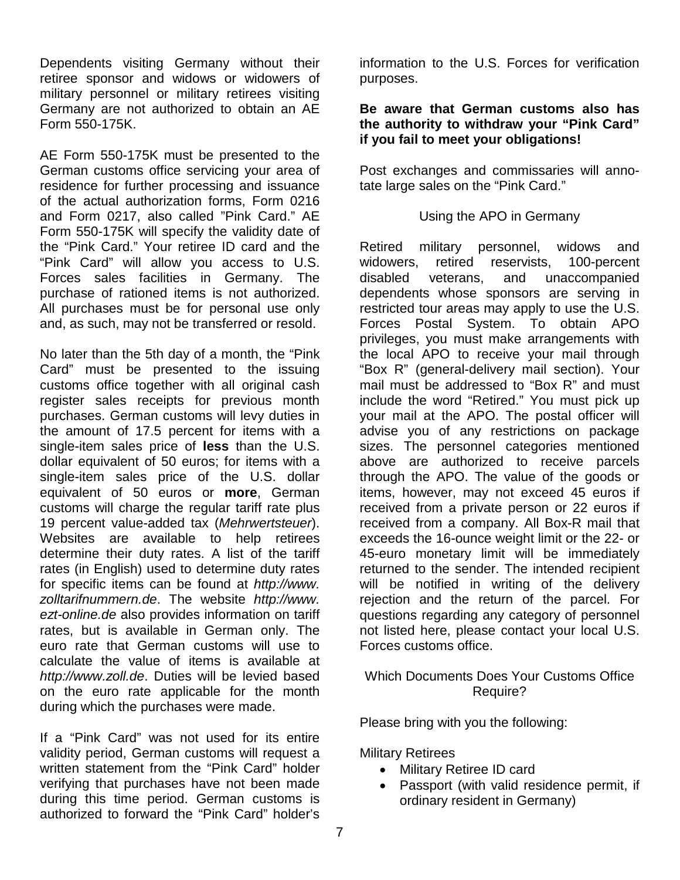Dependents visiting Germany without their retiree sponsor and widows or widowers of military personnel or military retirees visiting Germany are not authorized to obtain an AE Form 550-175K.

AE Form 550-175K must be presented to the German customs office servicing your area of residence for further processing and issuance of the actual authorization forms, Form 0216 and Form 0217, also called "Pink Card." AE Form 550-175K will specify the validity date of the "Pink Card." Your retiree ID card and the "Pink Card" will allow you access to U.S. Forces sales facilities in Germany. The purchase of rationed items is not authorized. All purchases must be for personal use only and, as such, may not be transferred or resold.

No later than the 5th day of a month, the "Pink Card" must be presented to the issuing customs office together with all original cash register sales receipts for previous month purchases. German customs will levy duties in the amount of 17.5 percent for items with a single-item sales price of **less** than the U.S. dollar equivalent of 50 euros; for items with a single-item sales price of the U.S. dollar equivalent of 50 euros or **more**, German customs will charge the regular tariff rate plus 19 percent value-added tax (*Mehrwertsteuer*). Websites are available to help retirees determine their duty rates. A list of the tariff rates (in English) used to determine duty rates for specific items can be found at *http://www.zolltarifnummern.de*. The website *http://www.ezt-online.de* also provides information on tariff rates, but is available in German only. The euro rate that German customs will use to calculate the value of items is available at *http://www.zoll.de*. Duties will be levied based on the euro rate applicable for the month during which the purchases were made.

If a "Pink Card" was not used for its entire validity period, German customs will request a written statement from the "Pink Card" holder verifying that purchases have not been made during this time period. German customs is authorized to forward the "Pink Card" holder's information to the U.S. Forces for verification purposes.

**Be aware that German customs also has the authority to withdraw your "Pink Card" if you fail to meet your obligations!**

Post exchanges and commissaries will annotate large sales on the "Pink Card."

## Using the APO in Germany

Retired military personnel, widows and widowers, retired reservists, 100-percent disabled veterans, and unaccompanied dependents whose sponsors are serving in restricted tour areas may apply to use the U.S. Forces Postal System. To obtain APO privileges, you must make arrangements with the local APO to receive your mail through "Box R" (general-delivery mail section). Your mail must be addressed to "Box R" and must include the word "Retired." You must pick up your mail at the APO. The postal officer will advise you of any restrictions on package sizes. The personnel categories mentioned above are authorized to receive parcels through the APO. The value of the goods or items, however, may not exceed 45 euros if received from a private person or 22 euros if received from a company. All Box-R mail that exceeds the 16-ounce weight limit or the 22- or 45-euro monetary limit will be immediately returned to the sender. The intended recipient will be notified in writing of the delivery rejection and the return of the parcel. For questions regarding any category of personnel not listed here, please contact your local U.S. Forces customs office.

## Which Documents Does Your Customs Office Require?

Please bring with you the following:

Military Retirees

- Military Retiree ID card
- Passport (with valid residence permit, if ordinary resident in Germany)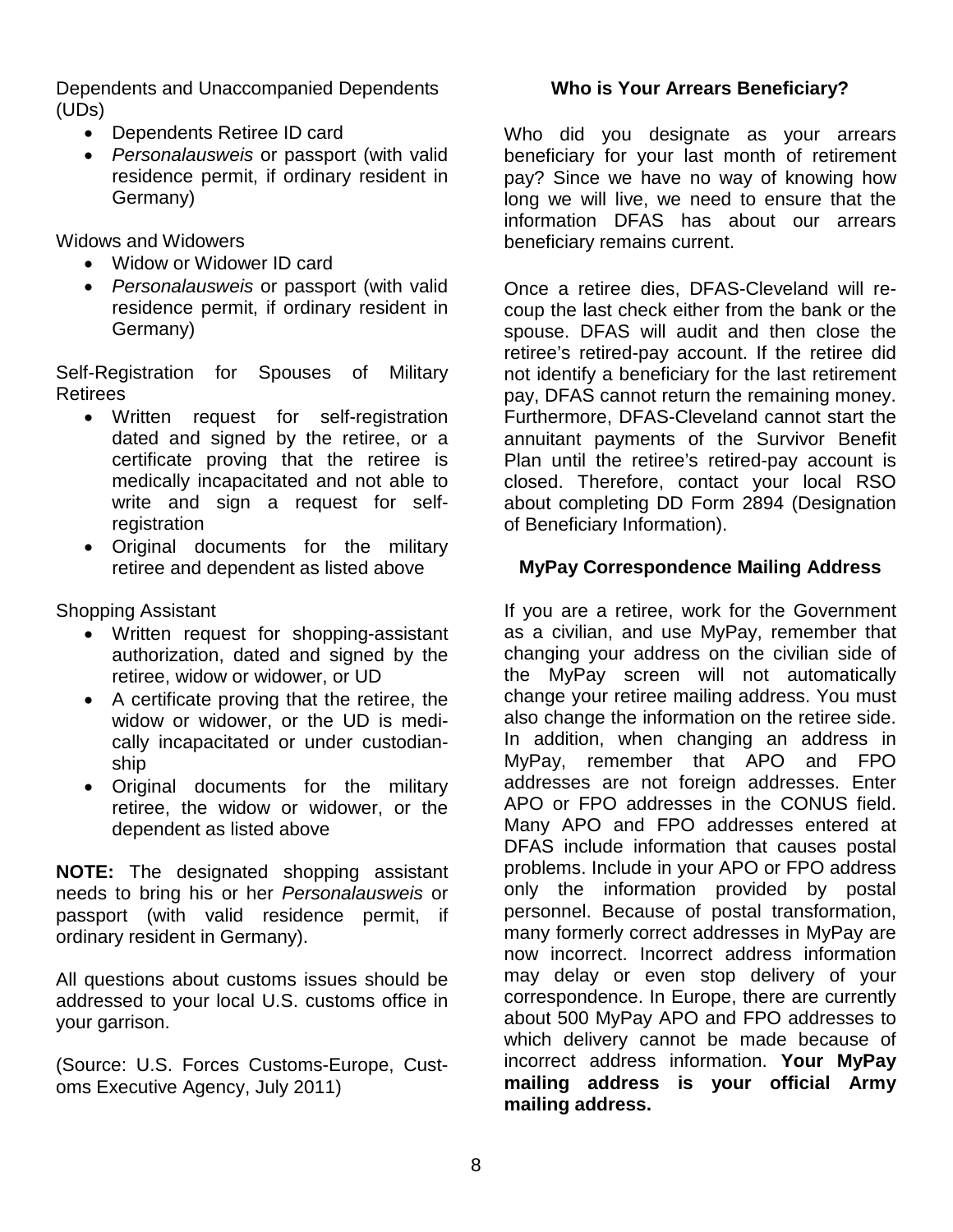Dependents and Unaccompanied Dependents (UDs)

- Dependents Retiree ID card
- *Personalausweis* or passport (with valid residence permit, if ordinary resident in Germany)

Widows and Widowers

- Widow or Widower ID card
- *Personalausweis* or passport (with valid residence permit, if ordinary resident in Germany)

Self-Registration for Spouses of Military Retirees

- Written request for self-registration dated and signed by the retiree, or a certificate proving that the retiree is medically incapacitated and not able to write and sign a request for self-registration
- Original documents for the military retiree and dependent as listed above

Shopping Assistant

- Written request for shopping-assistant authorization, dated and signed by the retiree, widow or widower, or UD
- A certificate proving that the retiree, the widow or widower, or the UD is medically incapacitated or under custodianship
- Original documents for the military retiree, the widow or widower, or the dependent as listed above

**NOTE:** The designated shopping assistant needs to bring his or her *Personalausweis* or passport (with valid residence permit, if ordinary resident in Germany).

All questions about customs issues should be addressed to your local U.S. customs office in your garrison.

(Source: U.S. Forces Customs-Europe, Customs Executive Agency, July 2011)

### Who is Your Arrears Beneficiary?

Who did you designate as your arrears beneficiary for your last month of retirement pay? Since we have no way of knowing how long we will live, we need to ensure that the information DFAS has about our arrears beneficiary remains current.

Once a retiree dies, DFAS-Cleveland will recoup the last check either from the bank or the spouse. DFAS will audit and then close the retiree's retired-pay account. If the retiree did not identify a beneficiary for the last retirement pay, DFAS cannot return the remaining money. Furthermore, DFAS-Cleveland cannot start the annuitant payments of the Survivor Benefit Plan until the retiree's retired-pay account is closed. Therefore, contact your local RSO about completing DD Form 2894 (Designation of Beneficiary Information).

### MyPay Correspondence Mailing Address

If you are a retiree, work for the Government as a civilian, and use MyPay, remember that changing your address on the civilian side of the MyPay screen will not automatically change your retiree mailing address. You must also change the information on the retiree side. In addition, when changing an address in MyPay, remember that APO and FPO addresses are not foreign addresses. Enter APO or FPO addresses in the CONUS field. Many APO and FPO addresses entered at DFAS include information that causes postal problems. Include in your APO or FPO address only the information provided by postal personnel. Because of postal transformation, many formerly correct addresses in MyPay are now incorrect. Incorrect address information may delay or even stop delivery of your correspondence. In Europe, there are currently about 500 MyPay APO and FPO addresses to which delivery cannot be made because of incorrect address information. **Your MyPay mailing address is your official Army mailing address.**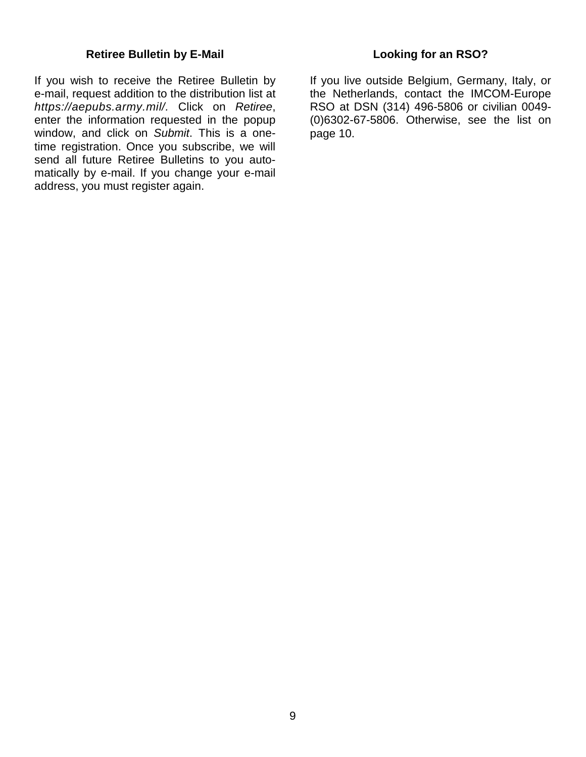## Retiree Bulletin by E-Mail

If you wish to receive the Retiree Bulletin by e-mail, request addition to the distribution list at *https://aepubs.army.mil/.* Click on *Retiree*, enter the information requested in the popup window, and click on *Submit*. This is a one-time registration. Once you subscribe, we will send all future Retiree Bulletins to you automatically by e-mail. If you change your e-mail address, you must register again.

## Looking for an RSO?

If you live outside Belgium, Germany, Italy, or the Netherlands, contact the IMCOM-Europe RSO at DSN (314) 496-5806 or civilian 0049-(0)6302-67-5806. Otherwise, see the list on page 10.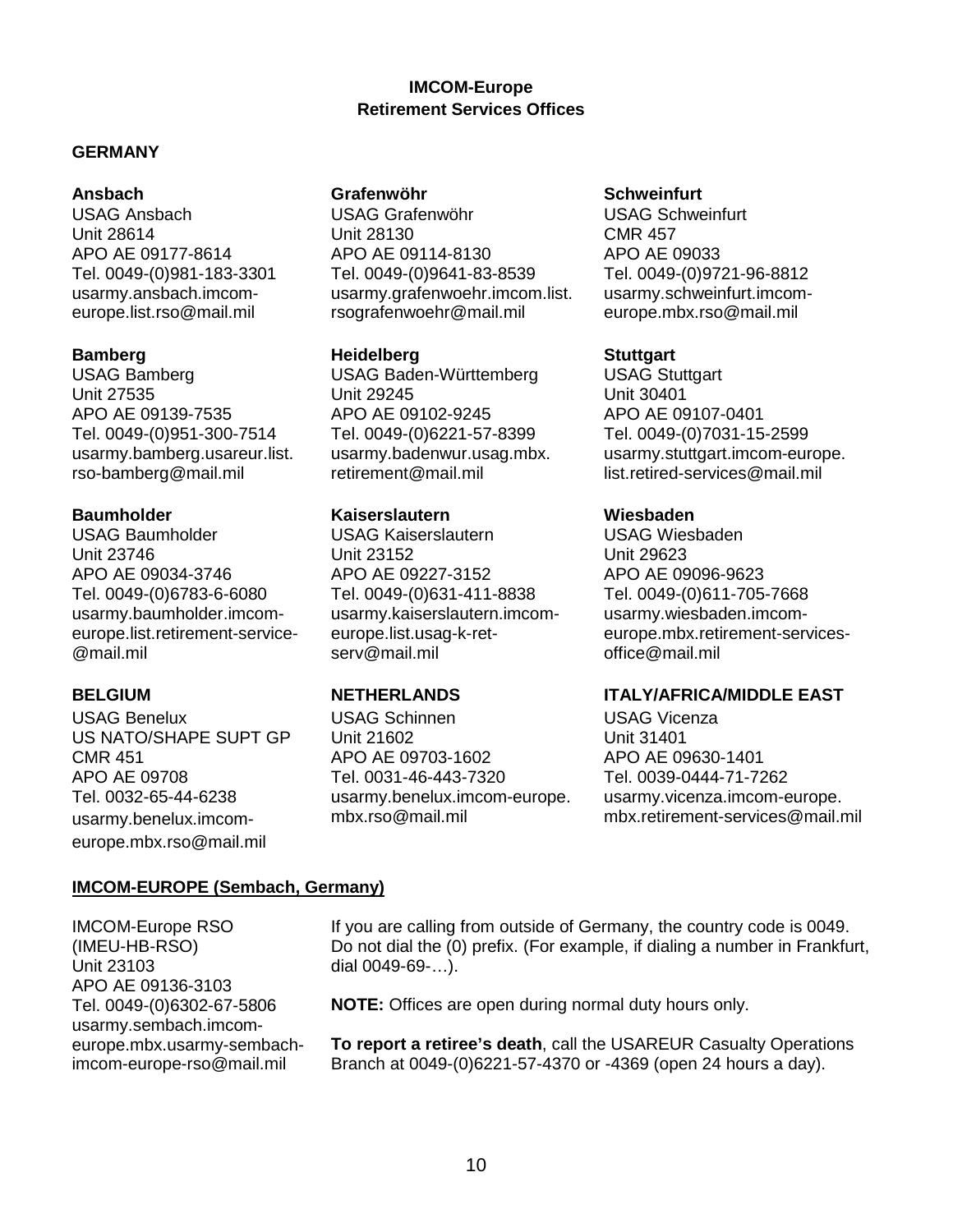# IMCOM-Europe
## Retirement Services Offices

### GERMANY

**Ansbach**
USAG Ansbach
Unit 28614
APO AE 09177-8614
Tel. 0049-(0)981-183-3301
usarmy.ansbach.imcom-europe.list.rso@mail.mil

**Bamberg**
USAG Bamberg
Unit 27535
APO AE 09139-7535
Tel. 0049-(0)951-300-7514
usarmy.bamberg.usareur.list.rso-bamberg@mail.mil

**Baumholder**
USAG Baumholder
Unit 23746
APO AE 09034-3746
Tel. 0049-(0)6783-6-6080
usarmy.baumholder.imcom-europe.list.retirement-service-@mail.mil

**Grafenwöhr**
USAG Grafenwöhr
Unit 28130
APO AE 09114-8130
Tel. 0049-(0)9641-83-8539
usarmy.grafenwoehr.imcom.list.rsografenwoehr@mail.mil

**Heidelberg**
USAG Baden-Württemberg
Unit 29245
APO AE 09102-9245
Tel. 0049-(0)6221-57-8399
usarmy.badenwur.usag.mbx.retirement@mail.mil

**Kaiserslautern**
USAG Kaiserslautern
Unit 23152
APO AE 09227-3152
Tel. 0049-(0)631-411-8838
usarmy.kaiserslautern.imcom-europe.list.usag-k-ret-serv@mail.mil

**Schweinfurt**
USAG Schweinfurt
CMR 457
APO AE 09033
Tel. 0049-(0)9721-96-8812
usarmy.schweinfurt.imcom-europe.mbx.rso@mail.mil

**Stuttgart**
USAG Stuttgart
Unit 30401
APO AE 09107-0401
Tel. 0049-(0)7031-15-2599
usarmy.stuttgart.imcom-europe.list.retired-services@mail.mil

**Wiesbaden**
USAG Wiesbaden
Unit 29623
APO AE 09096-9623
Tel. 0049-(0)611-705-7668
usarmy.wiesbaden.imcom-europe.mbx.retirement-services-office@mail.mil

### BELGIUM

USAG Benelux
US NATO/SHAPE SUPT GP
CMR 451
APO AE 09708
Tel. 0032-65-44-6238
usarmy.benelux.imcom-europe.mbx.rso@mail.mil

### NETHERLANDS

USAG Schinnen
Unit 21602
APO AE 09703-1602
Tel. 0031-46-443-7320
usarmy.benelux.imcom-europe.mbx.rso@mail.mil

### ITALY/AFRICA/MIDDLE EAST

USAG Vicenza
Unit 31401
APO AE 09630-1401
Tel. 0039-0444-71-7262
usarmy.vicenza.imcom-europe.mbx.retirement-services@mail.mil

### IMCOM-EUROPE (Sembach, Germany)

IMCOM-Europe RSO
(IMEU-HB-RSO)
Unit 23103
APO AE 09136-3103
Tel. 0049-(0)6302-67-5806
usarmy.sembach.imcom-europe.mbx.usarmy-sembach-imcom-europe-rso@mail.mil

If you are calling from outside of Germany, the country code is 0049. Do not dial the (0) prefix. (For example, if dialing a number in Frankfurt, dial 0049-69-…).

**NOTE:** Offices are open during normal duty hours only.

**To report a retiree's death**, call the USAREUR Casualty Operations Branch at 0049-(0)6221-57-4370 or -4369 (open 24 hours a day).